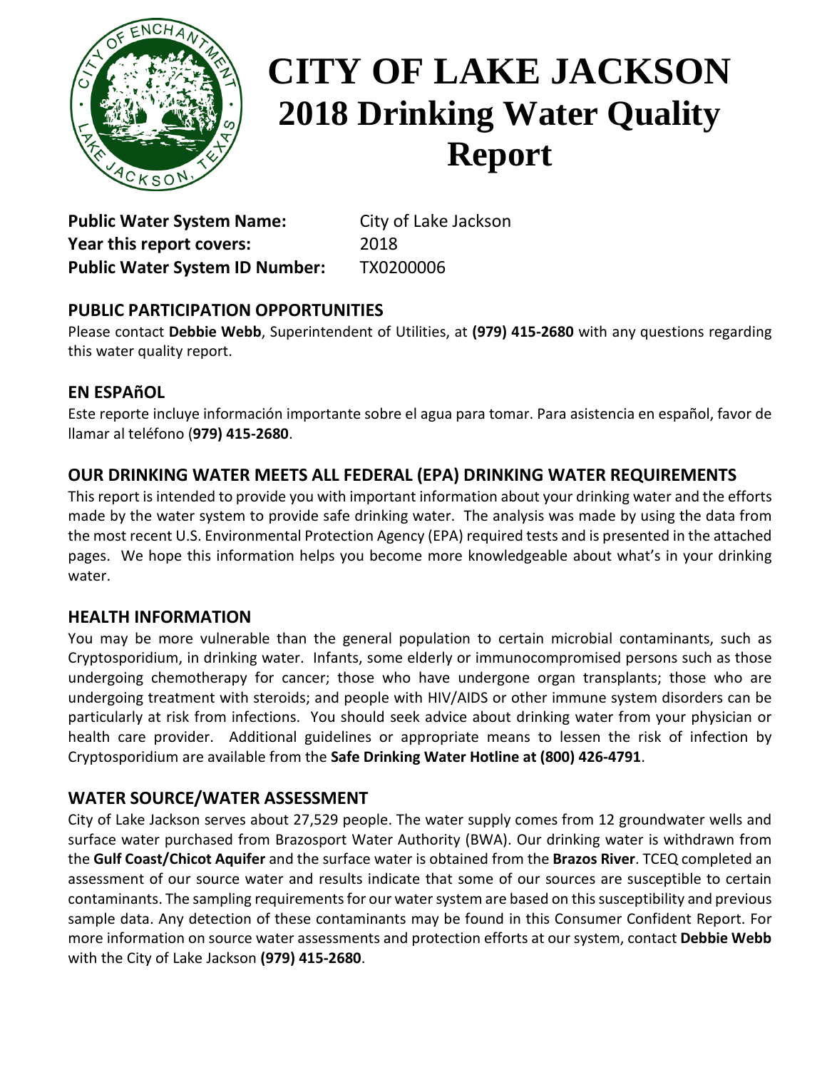# CITY OF LAKE JACKSON
## 2018 Drinking Water Quality Report

**Public Water System Name:** City of Lake Jackson
**Year this report covers:** 2018
**Public Water System ID Number:** TX0200006

### PUBLIC PARTICIPATION OPPORTUNITIES

Please contact **Debbie Webb**, Superintendent of Utilities, at **(979) 415-2680** with any questions regarding this water quality report.

### EN ESPAñOL

Este reporte incluye información importante sobre el agua para tomar. Para asistencia en español, favor de llamar al teléfono (**979) 415-2680**.

### OUR DRINKING WATER MEETS ALL FEDERAL (EPA) DRINKING WATER REQUIREMENTS

This report is intended to provide you with important information about your drinking water and the efforts made by the water system to provide safe drinking water. The analysis was made by using the data from the most recent U.S. Environmental Protection Agency (EPA) required tests and is presented in the attached pages. We hope this information helps you become more knowledgeable about what's in your drinking water.

### HEALTH INFORMATION

You may be more vulnerable than the general population to certain microbial contaminants, such as Cryptosporidium, in drinking water. Infants, some elderly or immunocompromised persons such as those undergoing chemotherapy for cancer; those who have undergone organ transplants; those who are undergoing treatment with steroids; and people with HIV/AIDS or other immune system disorders can be particularly at risk from infections. You should seek advice about drinking water from your physician or health care provider. Additional guidelines or appropriate means to lessen the risk of infection by Cryptosporidium are available from the **Safe Drinking Water Hotline at (800) 426-4791**.

### WATER SOURCE/WATER ASSESSMENT

City of Lake Jackson serves about 27,529 people. The water supply comes from 12 groundwater wells and surface water purchased from Brazosport Water Authority (BWA). Our drinking water is withdrawn from the **Gulf Coast/Chicot Aquifer** and the surface water is obtained from the **Brazos River**. TCEQ completed an assessment of our source water and results indicate that some of our sources are susceptible to certain contaminants. The sampling requirements for our water system are based on this susceptibility and previous sample data. Any detection of these contaminants may be found in this Consumer Confident Report. For more information on source water assessments and protection efforts at our system, contact **Debbie Webb** with the City of Lake Jackson **(979) 415-2680**.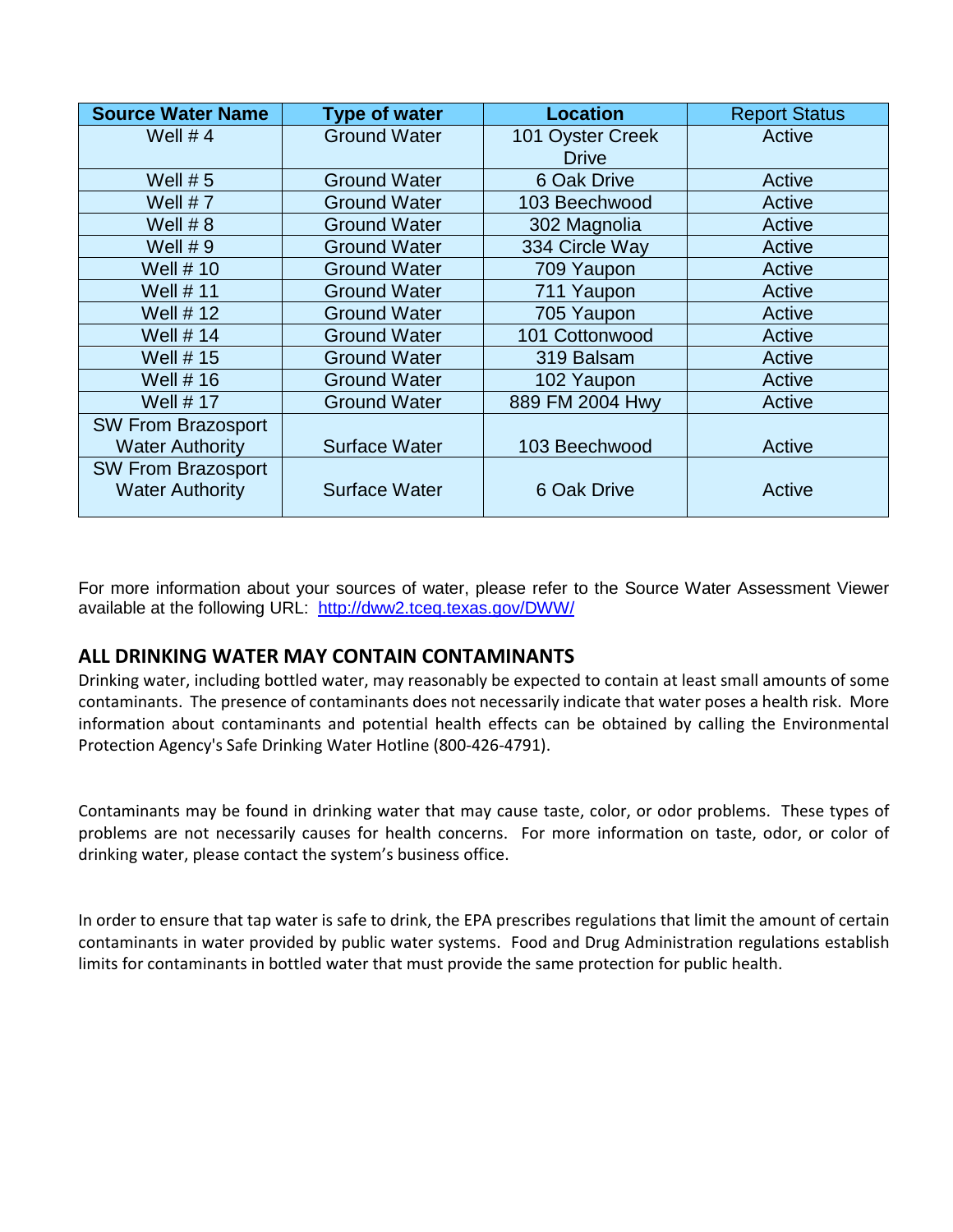| Source Water Name | Type of water | Location | Report Status |
|---|---|---|---|
| Well # 4 | Ground Water | 101 Oyster Creek Drive | Active |
| Well # 5 | Ground Water | 6 Oak Drive | Active |
| Well # 7 | Ground Water | 103 Beechwood | Active |
| Well # 8 | Ground Water | 302 Magnolia | Active |
| Well # 9 | Ground Water | 334 Circle Way | Active |
| Well # 10 | Ground Water | 709 Yaupon | Active |
| Well # 11 | Ground Water | 711 Yaupon | Active |
| Well # 12 | Ground Water | 705 Yaupon | Active |
| Well # 14 | Ground Water | 101 Cottonwood | Active |
| Well # 15 | Ground Water | 319 Balsam | Active |
| Well # 16 | Ground Water | 102 Yaupon | Active |
| Well # 17 | Ground Water | 889 FM 2004 Hwy | Active |
| SW From Brazosport Water Authority | Surface Water | 103 Beechwood | Active |
| SW From Brazosport Water Authority | Surface Water | 6 Oak Drive | Active |

For more information about your sources of water, please refer to the Source Water Assessment Viewer available at the following URL: http://dww2.tceq.texas.gov/DWW/

## ALL DRINKING WATER MAY CONTAIN CONTAMINANTS

Drinking water, including bottled water, may reasonably be expected to contain at least small amounts of some contaminants. The presence of contaminants does not necessarily indicate that water poses a health risk. More information about contaminants and potential health effects can be obtained by calling the Environmental Protection Agency's Safe Drinking Water Hotline (800-426-4791).

Contaminants may be found in drinking water that may cause taste, color, or odor problems. These types of problems are not necessarily causes for health concerns. For more information on taste, odor, or color of drinking water, please contact the system's business office.

In order to ensure that tap water is safe to drink, the EPA prescribes regulations that limit the amount of certain contaminants in water provided by public water systems. Food and Drug Administration regulations establish limits for contaminants in bottled water that must provide the same protection for public health.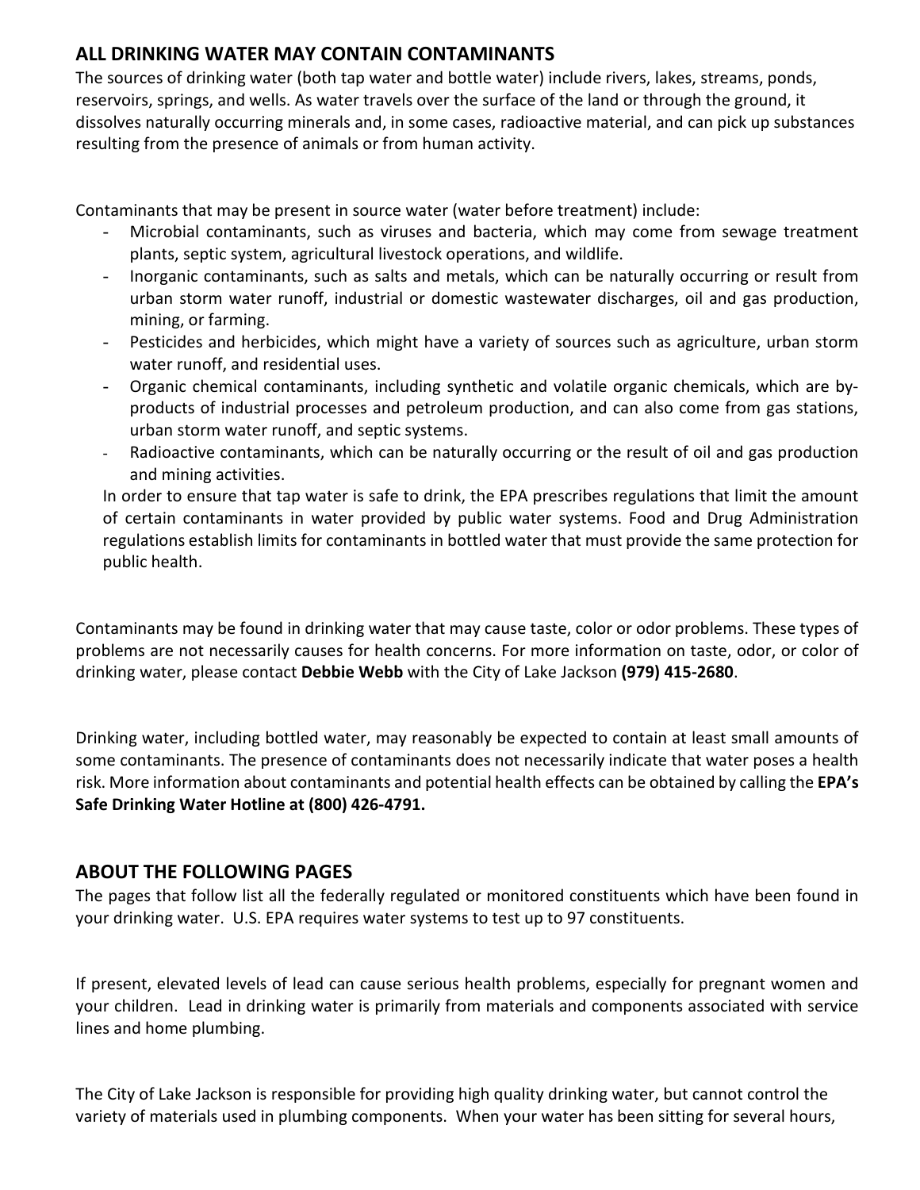## ALL DRINKING WATER MAY CONTAIN CONTAMINANTS

The sources of drinking water (both tap water and bottle water) include rivers, lakes, streams, ponds, reservoirs, springs, and wells. As water travels over the surface of the land or through the ground, it dissolves naturally occurring minerals and, in some cases, radioactive material, and can pick up substances resulting from the presence of animals or from human activity.

Contaminants that may be present in source water (water before treatment) include:

- Microbial contaminants, such as viruses and bacteria, which may come from sewage treatment plants, septic system, agricultural livestock operations, and wildlife.
- Inorganic contaminants, such as salts and metals, which can be naturally occurring or result from urban storm water runoff, industrial or domestic wastewater discharges, oil and gas production, mining, or farming.
- Pesticides and herbicides, which might have a variety of sources such as agriculture, urban storm water runoff, and residential uses.
- Organic chemical contaminants, including synthetic and volatile organic chemicals, which are by-products of industrial processes and petroleum production, and can also come from gas stations, urban storm water runoff, and septic systems.
- Radioactive contaminants, which can be naturally occurring or the result of oil and gas production and mining activities.

In order to ensure that tap water is safe to drink, the EPA prescribes regulations that limit the amount of certain contaminants in water provided by public water systems. Food and Drug Administration regulations establish limits for contaminants in bottled water that must provide the same protection for public health.

Contaminants may be found in drinking water that may cause taste, color or odor problems. These types of problems are not necessarily causes for health concerns. For more information on taste, odor, or color of drinking water, please contact **Debbie Webb** with the City of Lake Jackson **(979) 415-2680**.

Drinking water, including bottled water, may reasonably be expected to contain at least small amounts of some contaminants. The presence of contaminants does not necessarily indicate that water poses a health risk. More information about contaminants and potential health effects can be obtained by calling the **EPA's Safe Drinking Water Hotline at (800) 426-4791.**

## ABOUT THE FOLLOWING PAGES

The pages that follow list all the federally regulated or monitored constituents which have been found in your drinking water. U.S. EPA requires water systems to test up to 97 constituents.

If present, elevated levels of lead can cause serious health problems, especially for pregnant women and your children. Lead in drinking water is primarily from materials and components associated with service lines and home plumbing.

The City of Lake Jackson is responsible for providing high quality drinking water, but cannot control the variety of materials used in plumbing components. When your water has been sitting for several hours,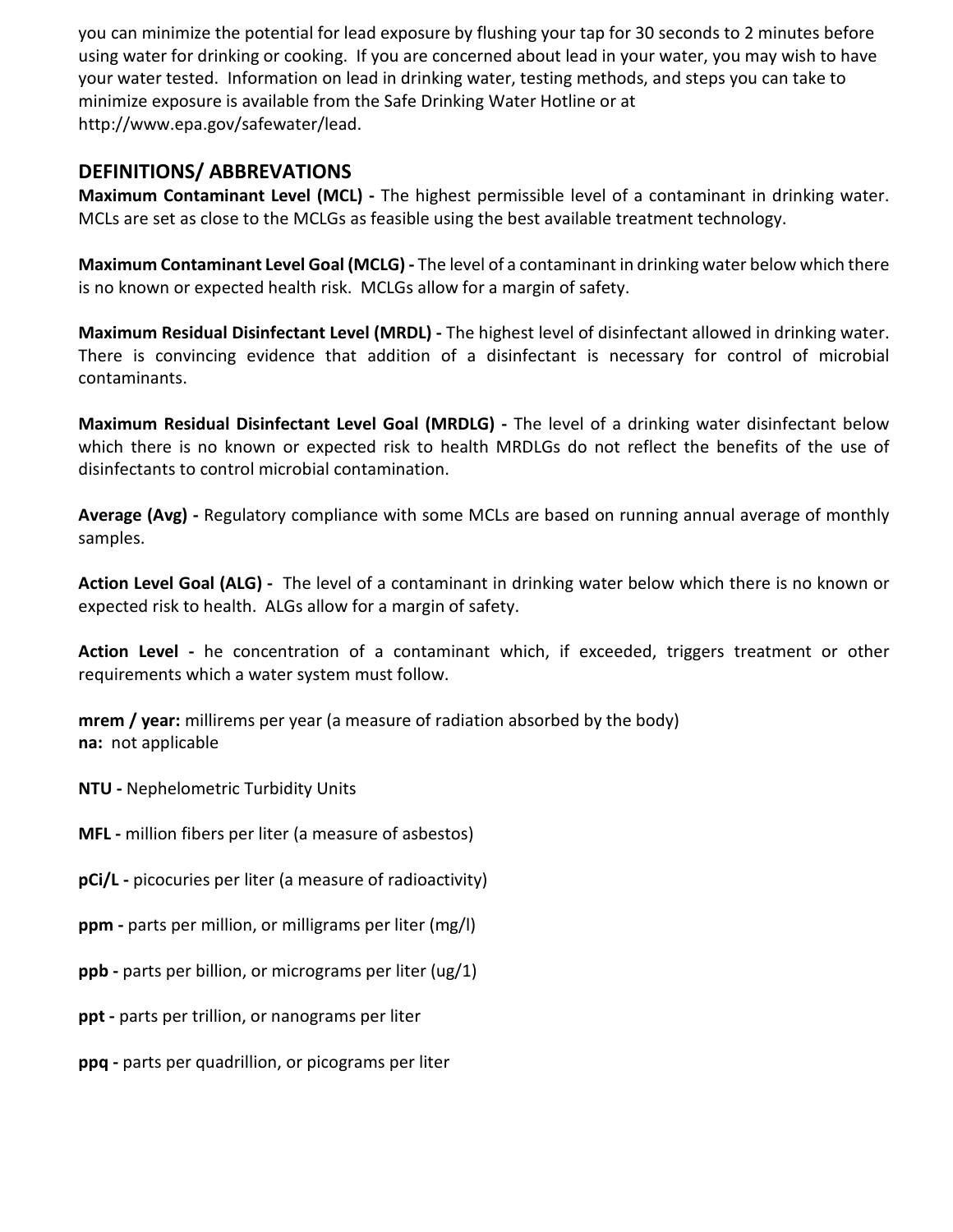you can minimize the potential for lead exposure by flushing your tap for 30 seconds to 2 minutes before using water for drinking or cooking. If you are concerned about lead in your water, you may wish to have your water tested. Information on lead in drinking water, testing methods, and steps you can take to minimize exposure is available from the Safe Drinking Water Hotline or at http://www.epa.gov/safewater/lead.

## DEFINITIONS/ ABBREVATIONS

**Maximum Contaminant Level (MCL) -** The highest permissible level of a contaminant in drinking water. MCLs are set as close to the MCLGs as feasible using the best available treatment technology.

**Maximum Contaminant Level Goal (MCLG) -** The level of a contaminant in drinking water below which there is no known or expected health risk. MCLGs allow for a margin of safety.

**Maximum Residual Disinfectant Level (MRDL) -** The highest level of disinfectant allowed in drinking water. There is convincing evidence that addition of a disinfectant is necessary for control of microbial contaminants.

**Maximum Residual Disinfectant Level Goal (MRDLG) -** The level of a drinking water disinfectant below which there is no known or expected risk to health MRDLGs do not reflect the benefits of the use of disinfectants to control microbial contamination.

**Average (Avg) -** Regulatory compliance with some MCLs are based on running annual average of monthly samples.

**Action Level Goal (ALG) -** The level of a contaminant in drinking water below which there is no known or expected risk to health. ALGs allow for a margin of safety.

**Action Level -** he concentration of a contaminant which, if exceeded, triggers treatment or other requirements which a water system must follow.

**mrem / year:** millirems per year (a measure of radiation absorbed by the body)
**na:** not applicable

**NTU -** Nephelometric Turbidity Units

**MFL -** million fibers per liter (a measure of asbestos)

**pCi/L -** picocuries per liter (a measure of radioactivity)

**ppm -** parts per million, or milligrams per liter (mg/l)

**ppb -** parts per billion, or micrograms per liter (ug/1)

**ppt -** parts per trillion, or nanograms per liter

**ppq -** parts per quadrillion, or picograms per liter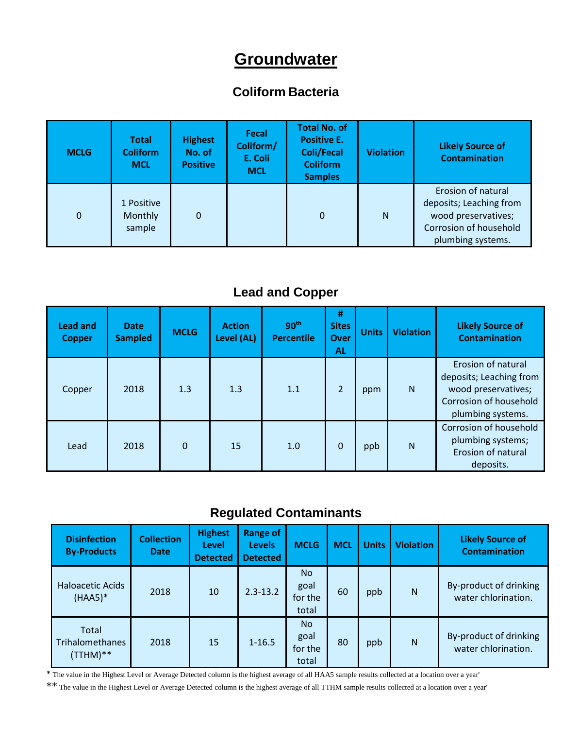# Groundwater

## Coliform Bacteria

| MCLG | Total Coliform MCL | Highest No. of Positive | Fecal Coliform/ E. Coli MCL | Total No. of Positive E. Coli/Fecal Coliform Samples | Violation | Likely Source of Contamination |
|---|---|---|---|---|---|---|
| 0 | 1 Positive Monthly sample | 0 | | 0 | N | Erosion of natural deposits; Leaching from wood preservatives; Corrosion of household plumbing systems. |

## Lead and Copper

| Lead and Copper | Date Sampled | MCLG | Action Level (AL) | 90th Percentile | # Sites Over AL | Units | Violation | Likely Source of Contamination |
|---|---|---|---|---|---|---|---|---|
| Copper | 2018 | 1.3 | 1.3 | 1.1 | 2 | ppm | N | Erosion of natural deposits; Leaching from wood preservatives; Corrosion of household plumbing systems. |
| Lead | 2018 | 0 | 15 | 1.0 | 0 | ppb | N | Corrosion of household plumbing systems; Erosion of natural deposits. |

## Regulated Contaminants

| Disinfection By-Products | Collection Date | Highest Level Detected | Range of Levels Detected | MCLG | MCL | Units | Violation | Likely Source of Contamination |
|---|---|---|---|---|---|---|---|---|
| Haloacetic Acids (HAA5)* | 2018 | 10 | 2.3-13.2 | No goal for the total | 60 | ppb | N | By-product of drinking water chlorination. |
| Total Trihalomethanes (TTHM)** | 2018 | 15 | 1-16.5 | No goal for the total | 80 | ppb | N | By-product of drinking water chlorination. |

* The value in the Highest Level or Average Detected column is the highest average of all HAA5 sample results collected at a location over a year'

** The value in the Highest Level or Average Detected column is the highest average of all TTHM sample results collected at a location over a year'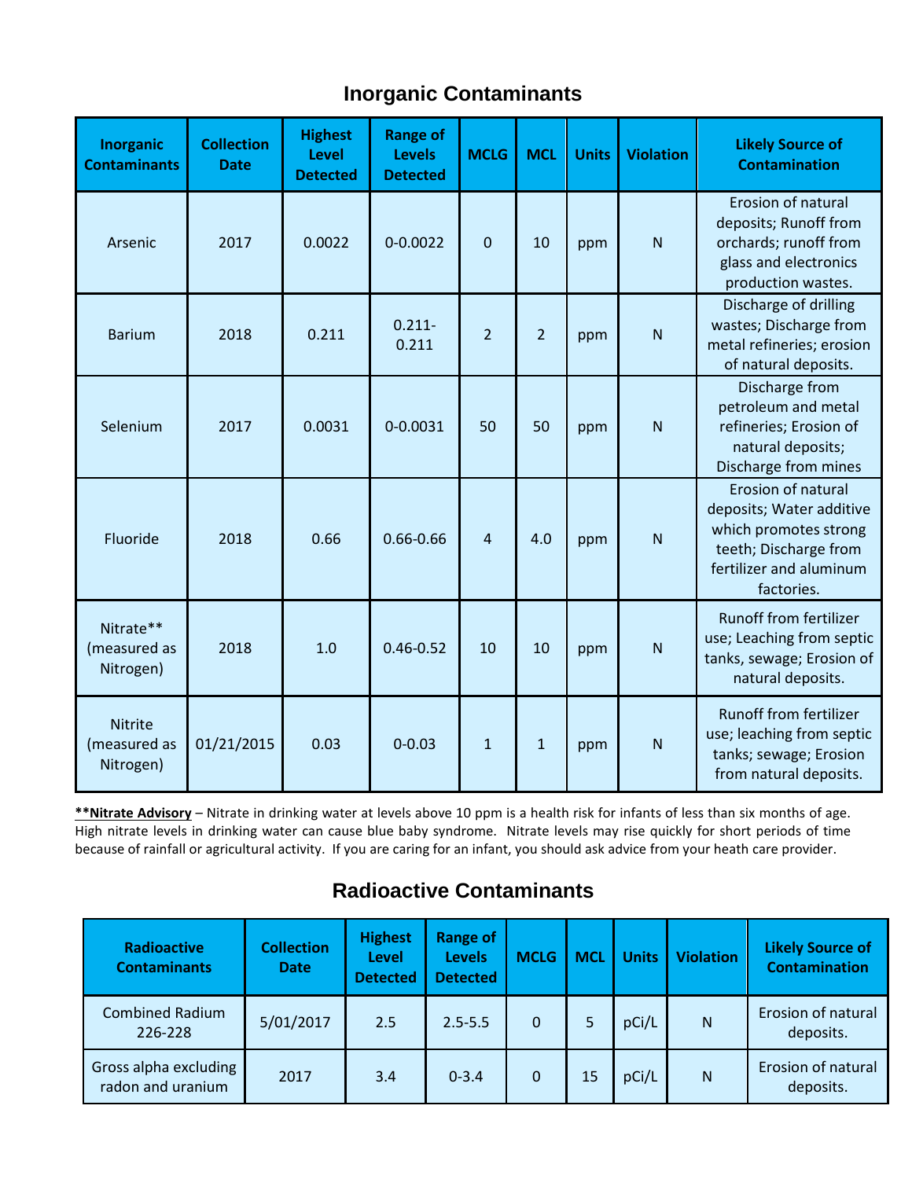## Inorganic Contaminants

| Inorganic Contaminants | Collection Date | Highest Level Detected | Range of Levels Detected | MCLG | MCL | Units | Violation | Likely Source of Contamination |
|---|---|---|---|---|---|---|---|---|
| Arsenic | 2017 | 0.0022 | 0-0.0022 | 0 | 10 | ppm | N | Erosion of natural deposits; Runoff from orchards; runoff from glass and electronics production wastes. |
| Barium | 2018 | 0.211 | 0.211-0.211 | 2 | 2 | ppm | N | Discharge of drilling wastes; Discharge from metal refineries; erosion of natural deposits. |
| Selenium | 2017 | 0.0031 | 0-0.0031 | 50 | 50 | ppm | N | Discharge from petroleum and metal refineries; Erosion of natural deposits; Discharge from mines |
| Fluoride | 2018 | 0.66 | 0.66-0.66 | 4 | 4.0 | ppm | N | Erosion of natural deposits; Water additive which promotes strong teeth; Discharge from fertilizer and aluminum factories. |
| Nitrate** (measured as Nitrogen) | 2018 | 1.0 | 0.46-0.52 | 10 | 10 | ppm | N | Runoff from fertilizer use; Leaching from septic tanks, sewage; Erosion of natural deposits. |
| Nitrite (measured as Nitrogen) | 01/21/2015 | 0.03 | 0-0.03 | 1 | 1 | ppm | N | Runoff from fertilizer use; leaching from septic tanks; sewage; Erosion from natural deposits. |

**<u>**Nitrate Advisory</u>** – Nitrate in drinking water at levels above 10 ppm is a health risk for infants of less than six months of age. High nitrate levels in drinking water can cause blue baby syndrome. Nitrate levels may rise quickly for short periods of time because of rainfall or agricultural activity. If you are caring for an infant, you should ask advice from your heath care provider.

## Radioactive Contaminants

| Radioactive Contaminants | Collection Date | Highest Level Detected | Range of Levels Detected | MCLG | MCL | Units | Violation | Likely Source of Contamination |
|---|---|---|---|---|---|---|---|---|
| Combined Radium 226-228 | 5/01/2017 | 2.5 | 2.5-5.5 | 0 | 5 | pCi/L | N | Erosion of natural deposits. |
| Gross alpha excluding radon and uranium | 2017 | 3.4 | 0-3.4 | 0 | 15 | pCi/L | N | Erosion of natural deposits. |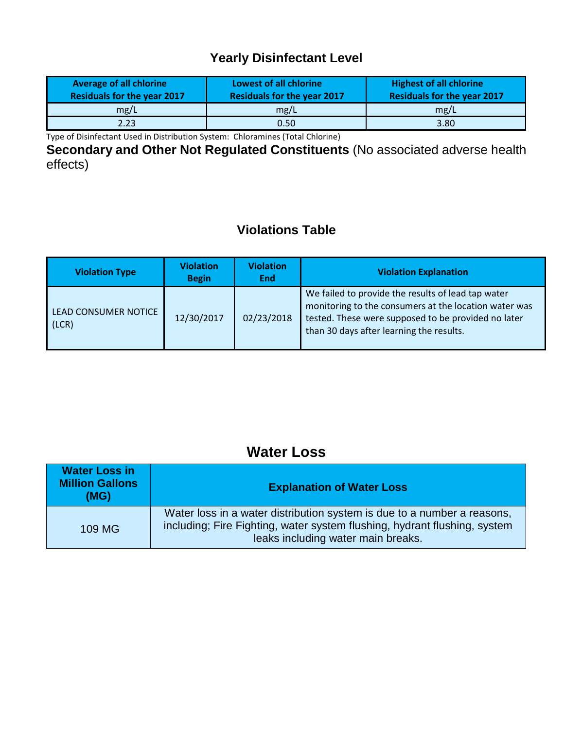## Yearly Disinfectant Level

| Average of all chlorine Residuals for the year 2017 | Lowest of all chlorine Residuals for the year 2017 | Highest of all chlorine Residuals for the year 2017 |
|---|---|---|
| mg/L | mg/L | mg/L |
| 2.23 | 0.50 | 3.80 |

Type of Disinfectant Used in Distribution System: Chloramines (Total Chlorine)

**Secondary and Other Not Regulated Constituents** (No associated adverse health effects)

## Violations Table

| Violation Type | Violation Begin | Violation End | Violation Explanation |
|---|---|---|---|
| LEAD CONSUMER NOTICE (LCR) | 12/30/2017 | 02/23/2018 | We failed to provide the results of lead tap water monitoring to the consumers at the location water was tested. These were supposed to be provided no later than 30 days after learning the results. |

## Water Loss

| Water Loss in Million Gallons (MG) | Explanation of Water Loss |
|---|---|
| 109 MG | Water loss in a water distribution system is due to a number a reasons, including; Fire Fighting, water system flushing, hydrant flushing, system leaks including water main breaks. |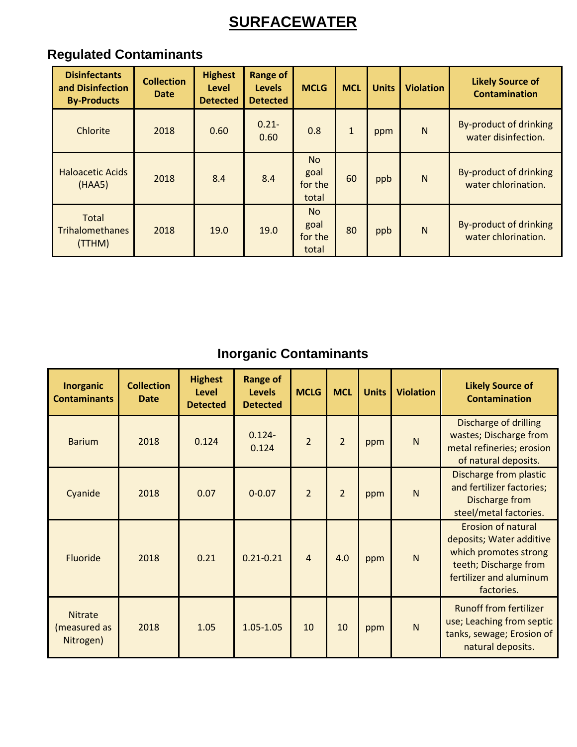# SURFACEWATER

## Regulated Contaminants

| Disinfectants and Disinfection By-Products | Collection Date | Highest Level Detected | Range of Levels Detected | MCLG | MCL | Units | Violation | Likely Source of Contamination |
|---|---|---|---|---|---|---|---|---|
| Chlorite | 2018 | 0.60 | 0.21-0.60 | 0.8 | 1 | ppm | N | By-product of drinking water disinfection. |
| Haloacetic Acids (HAA5) | 2018 | 8.4 | 8.4 | No goal for the total | 60 | ppb | N | By-product of drinking water chlorination. |
| Total Trihalomethanes (TTHM) | 2018 | 19.0 | 19.0 | No goal for the total | 80 | ppb | N | By-product of drinking water chlorination. |

## Inorganic Contaminants

| Inorganic Contaminants | Collection Date | Highest Level Detected | Range of Levels Detected | MCLG | MCL | Units | Violation | Likely Source of Contamination |
|---|---|---|---|---|---|---|---|---|
| Barium | 2018 | 0.124 | 0.124-0.124 | 2 | 2 | ppm | N | Discharge of drilling wastes; Discharge from metal refineries; erosion of natural deposits. |
| Cyanide | 2018 | 0.07 | 0-0.07 | 2 | 2 | ppm | N | Discharge from plastic and fertilizer factories; Discharge from steel/metal factories. |
| Fluoride | 2018 | 0.21 | 0.21-0.21 | 4 | 4.0 | ppm | N | Erosion of natural deposits; Water additive which promotes strong teeth; Discharge from fertilizer and aluminum factories. |
| Nitrate (measured as Nitrogen) | 2018 | 1.05 | 1.05-1.05 | 10 | 10 | ppm | N | Runoff from fertilizer use; Leaching from septic tanks, sewage; Erosion of natural deposits. |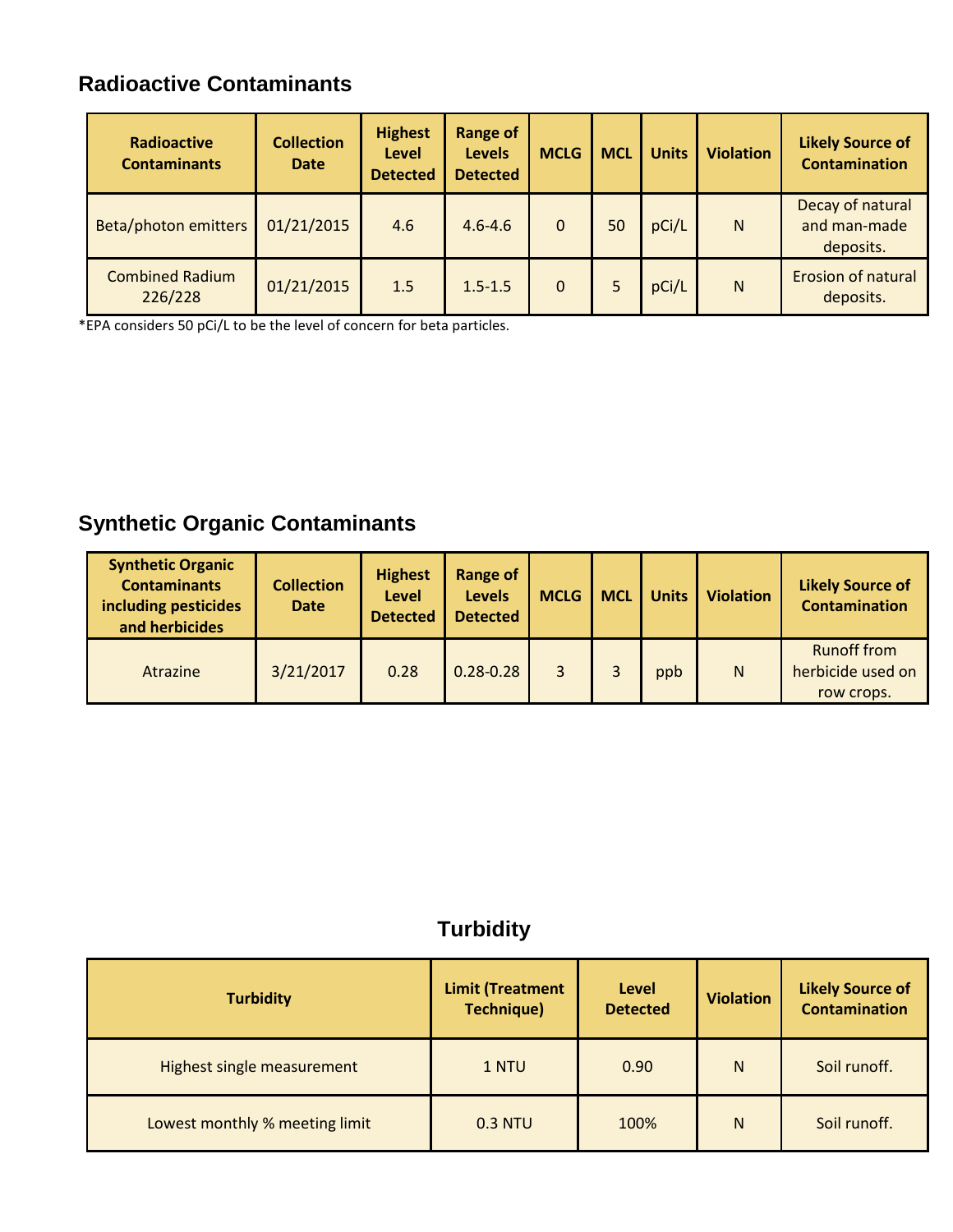## Radioactive Contaminants

| Radioactive Contaminants | Collection Date | Highest Level Detected | Range of Levels Detected | MCLG | MCL | Units | Violation | Likely Source of Contamination |
|---|---|---|---|---|---|---|---|---|
| Beta/photon emitters | 01/21/2015 | 4.6 | 4.6-4.6 | 0 | 50 | pCi/L | N | Decay of natural and man-made deposits. |
| Combined Radium 226/228 | 01/21/2015 | 1.5 | 1.5-1.5 | 0 | 5 | pCi/L | N | Erosion of natural deposits. |

*EPA considers 50 pCi/L to be the level of concern for beta particles.

## Synthetic Organic Contaminants

| Synthetic Organic Contaminants including pesticides and herbicides | Collection Date | Highest Level Detected | Range of Levels Detected | MCLG | MCL | Units | Violation | Likely Source of Contamination |
|---|---|---|---|---|---|---|---|---|
| Atrazine | 3/21/2017 | 0.28 | 0.28-0.28 | 3 | 3 | ppb | N | Runoff from herbicide used on row crops. |

## Turbidity

| Turbidity | Limit (Treatment Technique) | Level Detected | Violation | Likely Source of Contamination |
|---|---|---|---|---|
| Highest single measurement | 1 NTU | 0.90 | N | Soil runoff. |
| Lowest monthly % meeting limit | 0.3 NTU | 100% | N | Soil runoff. |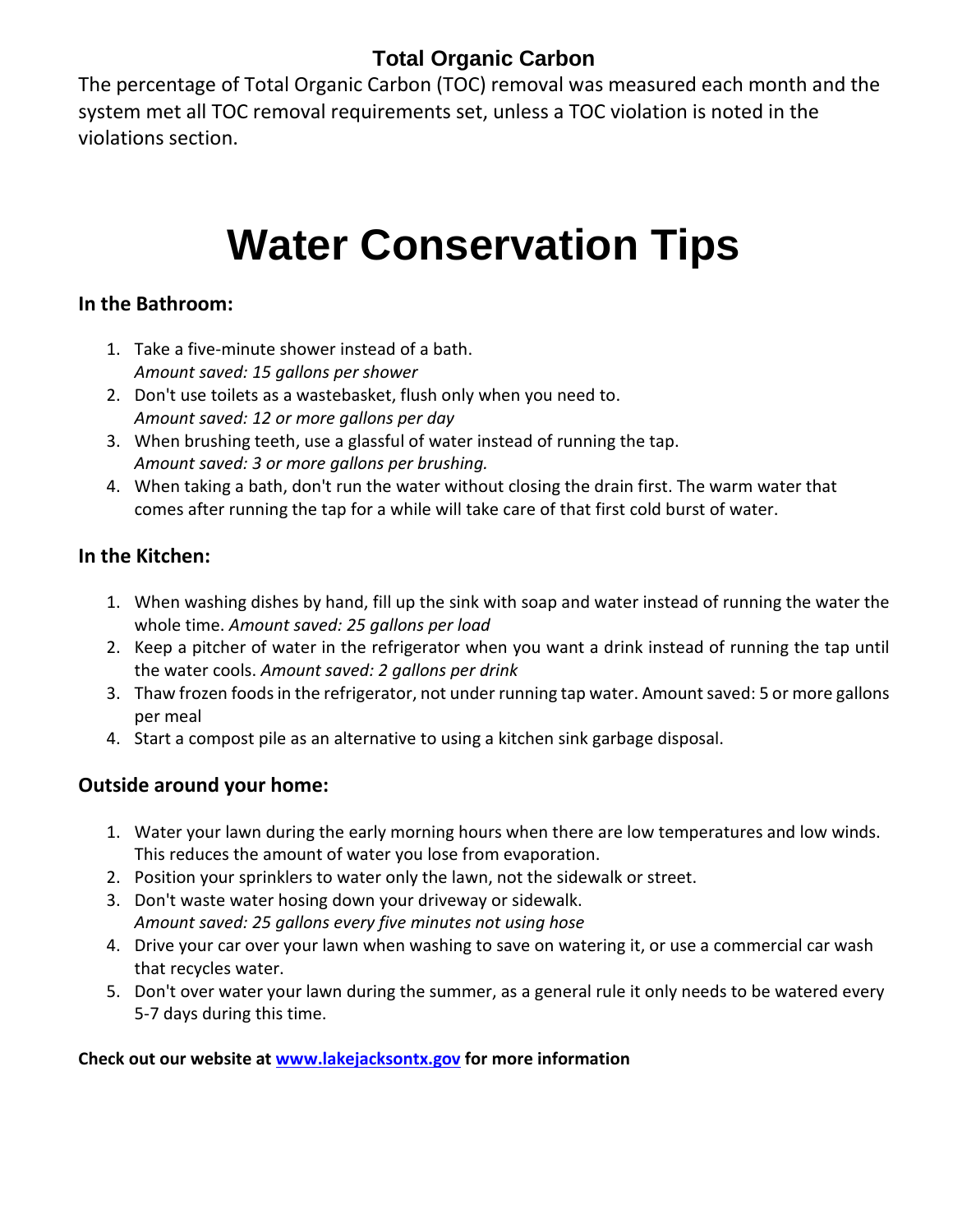## Total Organic Carbon

The percentage of Total Organic Carbon (TOC) removal was measured each month and the system met all TOC removal requirements set, unless a TOC violation is noted in the violations section.

# Water Conservation Tips

### In the Bathroom:

1. Take a five-minute shower instead of a bath.
   *Amount saved: 15 gallons per shower*
2. Don't use toilets as a wastebasket, flush only when you need to.
   *Amount saved: 12 or more gallons per day*
3. When brushing teeth, use a glassful of water instead of running the tap.
   *Amount saved: 3 or more gallons per brushing.*
4. When taking a bath, don't run the water without closing the drain first. The warm water that comes after running the tap for a while will take care of that first cold burst of water.

### In the Kitchen:

1. When washing dishes by hand, fill up the sink with soap and water instead of running the water the whole time. *Amount saved: 25 gallons per load*
2. Keep a pitcher of water in the refrigerator when you want a drink instead of running the tap until the water cools. *Amount saved: 2 gallons per drink*
3. Thaw frozen foods in the refrigerator, not under running tap water. Amount saved: 5 or more gallons per meal
4. Start a compost pile as an alternative to using a kitchen sink garbage disposal.

### Outside around your home:

1. Water your lawn during the early morning hours when there are low temperatures and low winds. This reduces the amount of water you lose from evaporation.
2. Position your sprinklers to water only the lawn, not the sidewalk or street.
3. Don't waste water hosing down your driveway or sidewalk.
   *Amount saved: 25 gallons every five minutes not using hose*
4. Drive your car over your lawn when washing to save on watering it, or use a commercial car wash that recycles water.
5. Don't over water your lawn during the summer, as a general rule it only needs to be watered every 5-7 days during this time.

**Check out our website at [www.lakejacksontx.gov](http://www.lakejacksontx.gov) for more information**